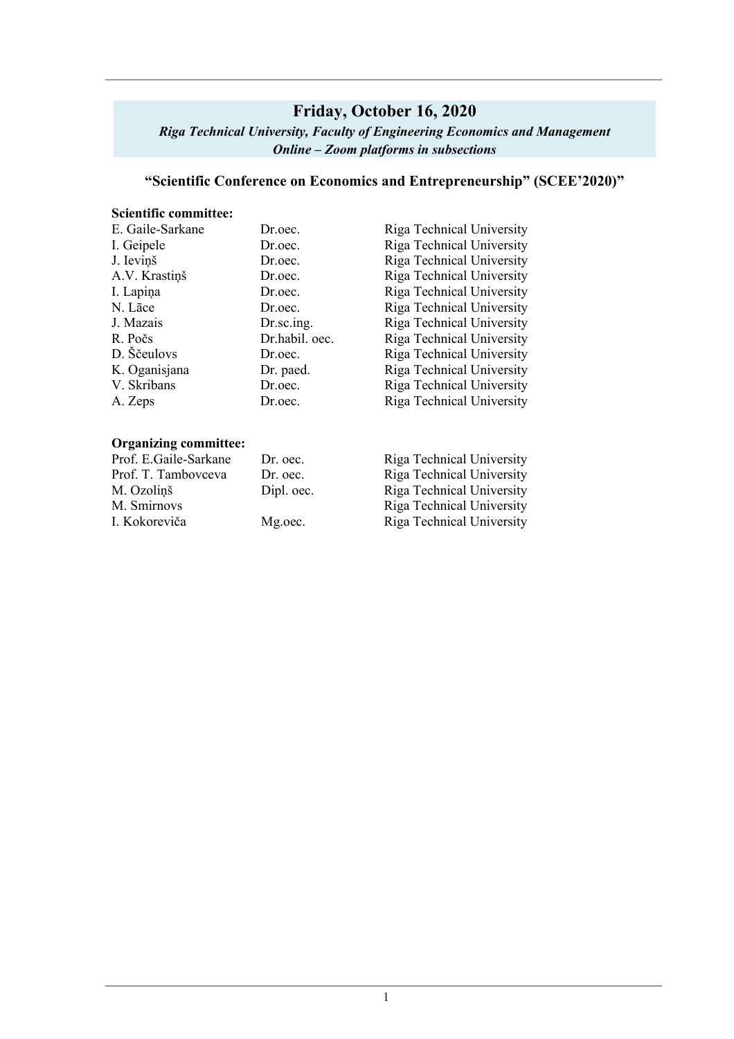# Friday, October 16, 2020

***Riga Technical University, Faculty of Engineering Economics and Management***

***Online – Zoom platforms in subsections***

## "Scientific Conference on Economics and Entrepreneurship" (SCEE'2020)"

**Scientific committee:**

| | | |
|---|---|---|
| E. Gaile-Sarkane | Dr.oec. | Riga Technical University |
| I. Geipele | Dr.oec. | Riga Technical University |
| J. Ieviņš | Dr.oec. | Riga Technical University |
| A.V. Krastiņš | Dr.oec. | Riga Technical University |
| I. Lapiņa | Dr.oec. | Riga Technical University |
| N. Lāce | Dr.oec. | Riga Technical University |
| J. Mazais | Dr.sc.ing. | Riga Technical University |
| R. Počs | Dr.habil. oec. | Riga Technical University |
| D. Ščeulovs | Dr.oec. | Riga Technical University |
| K. Oganisjana | Dr. paed. | Riga Technical University |
| V. Skribans | Dr.oec. | Riga Technical University |
| A. Zeps | Dr.oec. | Riga Technical University |

**Organizing committee:**

| | | |
|---|---|---|
| Prof. E.Gaile-Sarkane | Dr. oec. | Riga Technical University |
| Prof. T. Tambovceva | Dr. oec. | Riga Technical University |
| M. Ozoliņš | Dipl. oec. | Riga Technical University |
| M. Smirnovs | | Riga Technical University |
| I. Kokoreviča | Mg.oec. | Riga Technical University |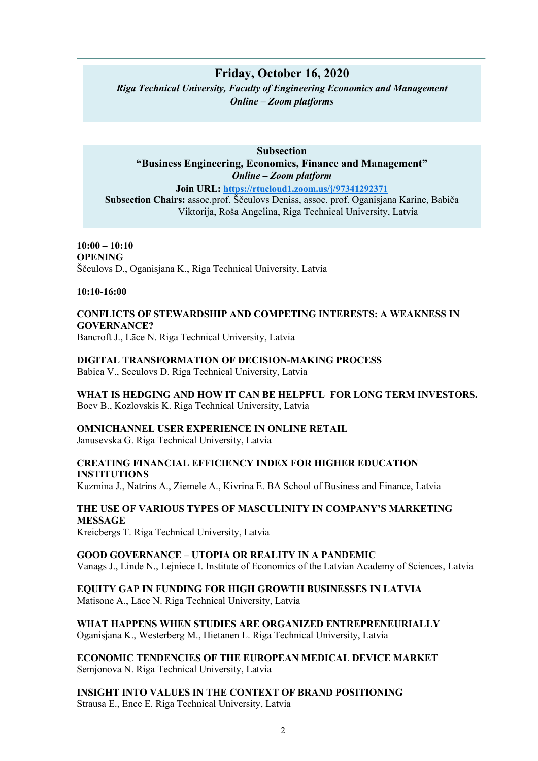## Friday, October 16, 2020

*Riga Technical University, Faculty of Engineering Economics and Management*
*Online – Zoom platforms*

### Subsection
### "Business Engineering, Economics, Finance and Management"

*Online – Zoom platform*

**Join URL:** https://rtucloud1.zoom.us/j/97341292371

**Subsection Chairs:** assoc.prof. Ščeulovs Deniss, assoc. prof. Oganisjana Karine, Babiča Viktorija, Roša Angelina, Riga Technical University, Latvia

**10:00 – 10:10**
**OPENING**
Ščeulovs D., Oganisjana K., Riga Technical University, Latvia

**10:10-16:00**

**CONFLICTS OF STEWARDSHIP AND COMPETING INTERESTS: A WEAKNESS IN GOVERNANCE?**
Bancroft J., Lāce N. Riga Technical University, Latvia

**DIGITAL TRANSFORMATION OF DECISION-MAKING PROCESS**
Babica V., Sceulovs D. Riga Technical University, Latvia

**WHAT IS HEDGING AND HOW IT CAN BE HELPFUL FOR LONG TERM INVESTORS.**
Boev B., Kozlovskis K. Riga Technical University, Latvia

**OMNICHANNEL USER EXPERIENCE IN ONLINE RETAIL**
Janusevska G. Riga Technical University, Latvia

**CREATING FINANCIAL EFFICIENCY INDEX FOR HIGHER EDUCATION INSTITUTIONS**
Kuzmina J., Natrins A., Ziemele A., Kivrina E. BA School of Business and Finance, Latvia

**THE USE OF VARIOUS TYPES OF MASCULINITY IN COMPANY'S MARKETING MESSAGE**
Kreicbergs T. Riga Technical University, Latvia

**GOOD GOVERNANCE – UTOPIA OR REALITY IN A PANDEMIC**
Vanags J., Linde N., Lejniece I. Institute of Economics of the Latvian Academy of Sciences, Latvia

**EQUITY GAP IN FUNDING FOR HIGH GROWTH BUSINESSES IN LATVIA**
Matisone A., Lāce N. Riga Technical University, Latvia

**WHAT HAPPENS WHEN STUDIES ARE ORGANIZED ENTREPRENEURIALLY**
Oganisjana K., Westerberg M., Hietanen L. Riga Technical University, Latvia

**ECONOMIC TENDENCIES OF THE EUROPEAN MEDICAL DEVICE MARKET**
Semjonova N. Riga Technical University, Latvia

**INSIGHT INTO VALUES IN THE CONTEXT OF BRAND POSITIONING**
Strausa E., Ence E. Riga Technical University, Latvia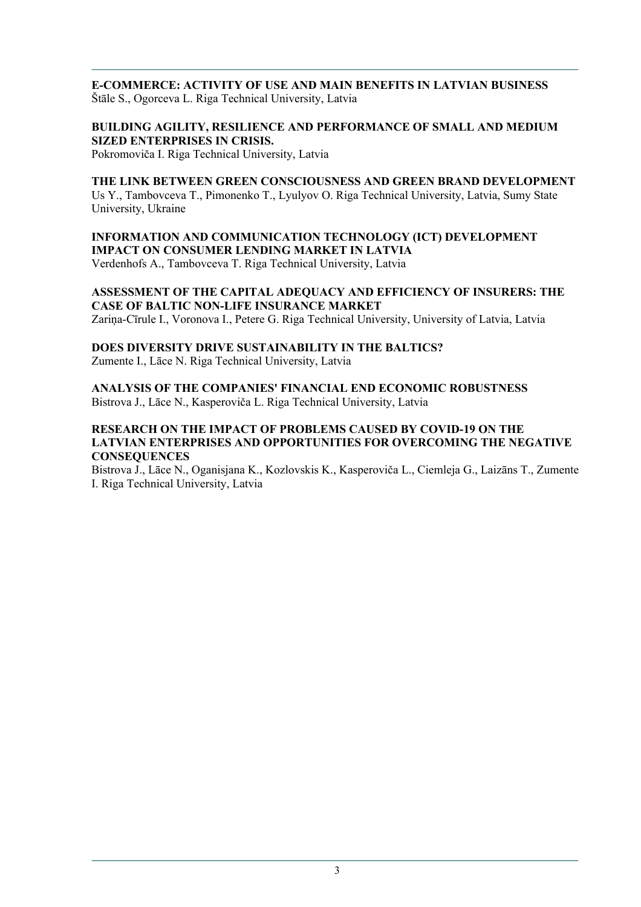**E-COMMERCE: ACTIVITY OF USE AND MAIN BENEFITS IN LATVIAN BUSINESS**
Štāle S., Ogorceva L. Riga Technical University, Latvia

**BUILDING AGILITY, RESILIENCE AND PERFORMANCE OF SMALL AND MEDIUM SIZED ENTERPRISES IN CRISIS.**
Pokromoviča I. Riga Technical University, Latvia

**THE LINK BETWEEN GREEN CONSCIOUSNESS AND GREEN BRAND DEVELOPMENT**
Us Y., Tambovceva T., Pimonenko T., Lyulyov O. Riga Technical University, Latvia, Sumy State University, Ukraine

**INFORMATION AND COMMUNICATION TECHNOLOGY (ICT) DEVELOPMENT IMPACT ON CONSUMER LENDING MARKET IN LATVIA**
Verdenhofs A., Tambovceva T. Riga Technical University, Latvia

**ASSESSMENT OF THE CAPITAL ADEQUACY AND EFFICIENCY OF INSURERS: THE CASE OF BALTIC NON-LIFE INSURANCE MARKET**
Zariņa-Cīrule I., Voronova I., Petere G. Riga Technical University, University of Latvia, Latvia

**DOES DIVERSITY DRIVE SUSTAINABILITY IN THE BALTICS?**
Zumente I., Lāce N. Riga Technical University, Latvia

**ANALYSIS OF THE COMPANIES' FINANCIAL END ECONOMIC ROBUSTNESS**
Bistrova J., Lāce N., Kasperoviča L. Riga Technical University, Latvia

**RESEARCH ON THE IMPACT OF PROBLEMS CAUSED BY COVID-19 ON THE LATVIAN ENTERPRISES AND OPPORTUNITIES FOR OVERCOMING THE NEGATIVE CONSEQUENCES**
Bistrova J., Lāce N., Oganisjana K., Kozlovskis K., Kasperoviča L., Ciemleja G., Laizāns T., Zumente I. Riga Technical University, Latvia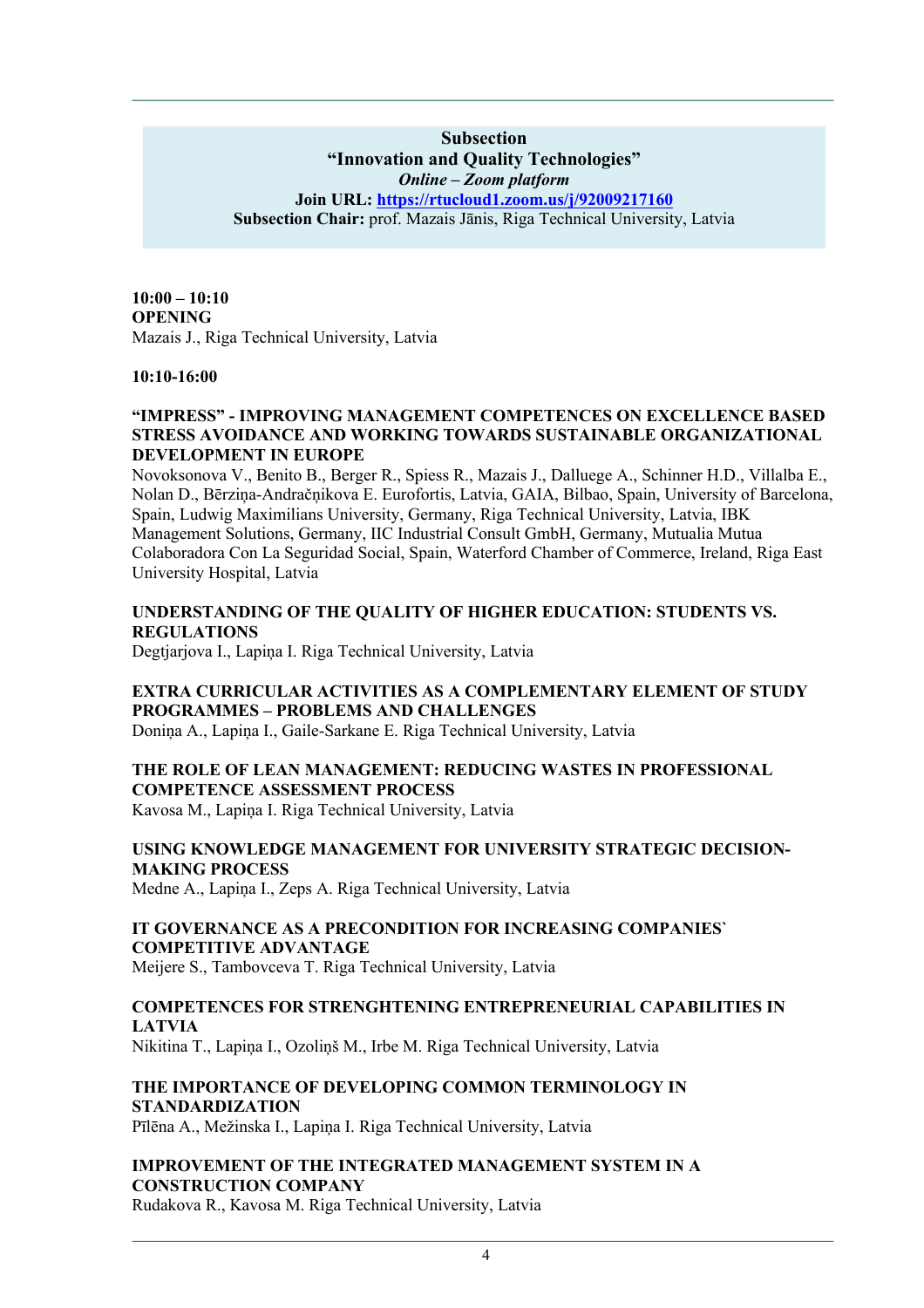**Subsection**
**“Innovation and Quality Technologies”**
***Online – Zoom platform***
**Join URL: [https://rtucloud1.zoom.us/j/92009217160](https://rtucloud1.zoom.us/j/92009217160)**
**Subsection Chair:** prof. Mazais Jānis, Riga Technical University, Latvia

**10:00 – 10:10**
**OPENING**
Mazais J., Riga Technical University, Latvia

**10:10-16:00**

**“IMPRESS” - IMPROVING MANAGEMENT COMPETENCES ON EXCELLENCE BASED STRESS AVOIDANCE AND WORKING TOWARDS SUSTAINABLE ORGANIZATIONAL DEVELOPMENT IN EUROPE**
Novoksonova V., Benito B., Berger R., Spiess R., Mazais J., Dalluege A., Schinner H.D., Villalba E., Nolan D., Bērziņa-Andračņikova E. Eurofortis, Latvia, GAIA, Bilbao, Spain, University of Barcelona, Spain, Ludwig Maximilians University, Germany, Riga Technical University, Latvia, IBK Management Solutions, Germany, IIC Industrial Consult GmbH, Germany, Mutualia Mutua Colaboradora Con La Seguridad Social, Spain, Waterford Chamber of Commerce, Ireland, Riga East University Hospital, Latvia

**UNDERSTANDING OF THE QUALITY OF HIGHER EDUCATION: STUDENTS VS. REGULATIONS**
Degtjarjova I., Lapiņa I. Riga Technical University, Latvia

**EXTRA CURRICULAR ACTIVITIES AS A COMPLEMENTARY ELEMENT OF STUDY PROGRAMMES – PROBLEMS AND CHALLENGES**
Doniņa A., Lapiņa I., Gaile-Sarkane E. Riga Technical University, Latvia

**THE ROLE OF LEAN MANAGEMENT: REDUCING WASTES IN PROFESSIONAL COMPETENCE ASSESSMENT PROCESS**
Kavosa M., Lapiņa I. Riga Technical University, Latvia

**USING KNOWLEDGE MANAGEMENT FOR UNIVERSITY STRATEGIC DECISION-MAKING PROCESS**
Medne A., Lapiņa I., Zeps A. Riga Technical University, Latvia

**IT GOVERNANCE AS A PRECONDITION FOR INCREASING COMPANIES` COMPETITIVE ADVANTAGE**
Meijere S., Tambovceva T. Riga Technical University, Latvia

**COMPETENCES FOR STRENGHTENING ENTREPRENEURIAL CAPABILITIES IN LATVIA**
Nikitina T., Lapiņa I., Ozoliņš M., Irbe M. Riga Technical University, Latvia

**THE IMPORTANCE OF DEVELOPING COMMON TERMINOLOGY IN STANDARDIZATION**
Pīlēna A., Mežinska I., Lapiņa I. Riga Technical University, Latvia

**IMPROVEMENT OF THE INTEGRATED MANAGEMENT SYSTEM IN A CONSTRUCTION COMPANY**
Rudakova R., Kavosa M. Riga Technical University, Latvia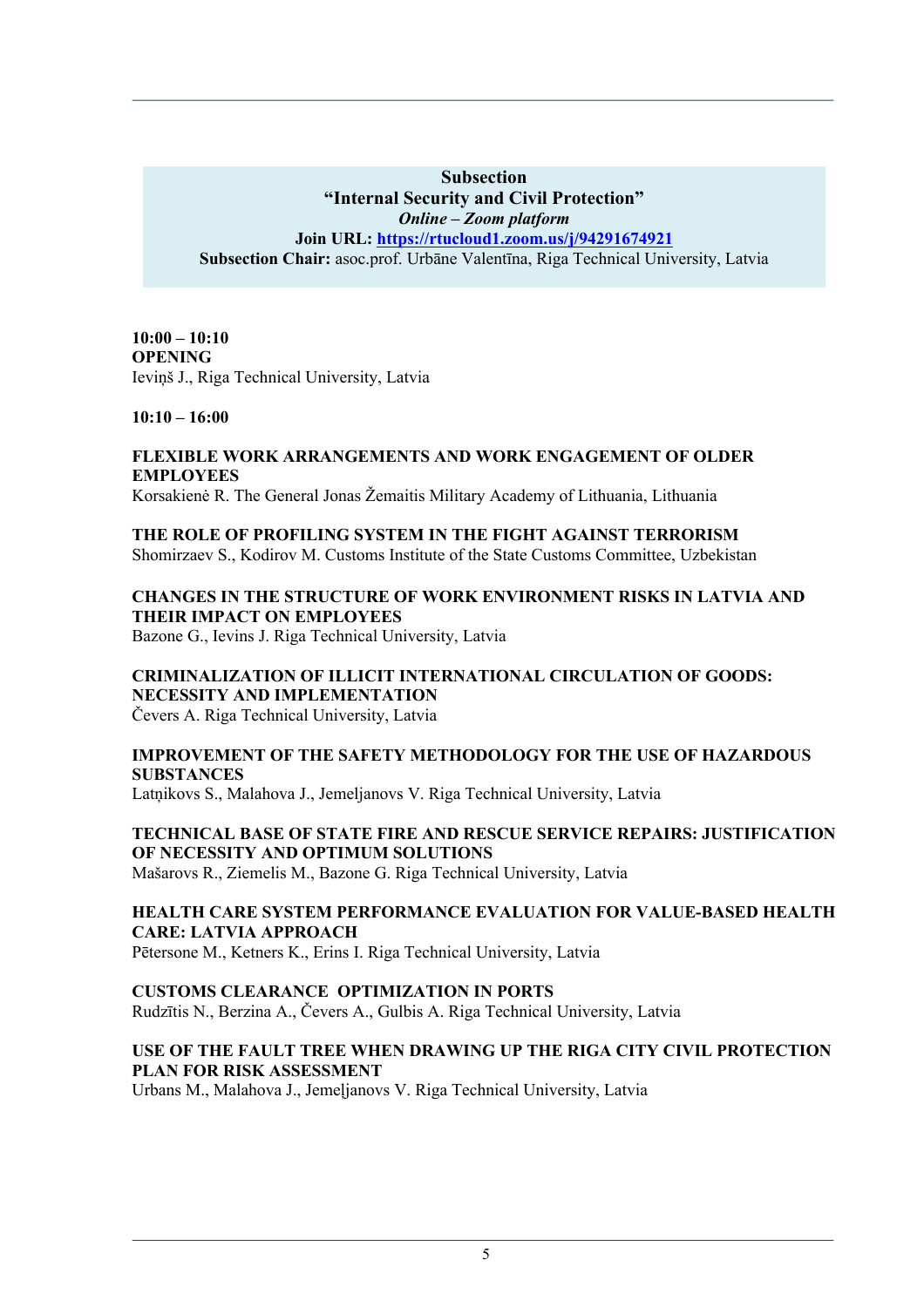**Subsection**
**"Internal Security and Civil Protection"**
***Online – Zoom platform***
**Join URL:** [https://rtucloud1.zoom.us/j/94291674921](https://rtucloud1.zoom.us/j/94291674921)
**Subsection Chair:** asoc.prof. Urbāne Valentīna, Riga Technical University, Latvia

**10:00 – 10:10**
**OPENING**
Ieviņš J., Riga Technical University, Latvia

**10:10 – 16:00**

**FLEXIBLE WORK ARRANGEMENTS AND WORK ENGAGEMENT OF OLDER EMPLOYEES**
Korsakienė R. The General Jonas Žemaitis Military Academy of Lithuania, Lithuania

**THE ROLE OF PROFILING SYSTEM IN THE FIGHT AGAINST TERRORISM**
Shomirzaev S., Kodirov M. Customs Institute of the State Customs Committee, Uzbekistan

**CHANGES IN THE STRUCTURE OF WORK ENVIRONMENT RISKS IN LATVIA AND THEIR IMPACT ON EMPLOYEES**
Bazone G., Ievins J. Riga Technical University, Latvia

**CRIMINALIZATION OF ILLICIT INTERNATIONAL CIRCULATION OF GOODS: NECESSITY AND IMPLEMENTATION**
Čevers A. Riga Technical University, Latvia

**IMPROVEMENT OF THE SAFETY METHODOLOGY FOR THE USE OF HAZARDOUS SUBSTANCES**
Latņikovs S., Malahova J., Jemeljanovs V. Riga Technical University, Latvia

**TECHNICAL BASE OF STATE FIRE AND RESCUE SERVICE REPAIRS: JUSTIFICATION OF NECESSITY AND OPTIMUM SOLUTIONS**
Mašarovs R., Ziemelis M., Bazone G. Riga Technical University, Latvia

**HEALTH CARE SYSTEM PERFORMANCE EVALUATION FOR VALUE-BASED HEALTH CARE: LATVIA APPROACH**
Pētersone M., Ketners K., Erins I. Riga Technical University, Latvia

**CUSTOMS CLEARANCE OPTIMIZATION IN PORTS**
Rudzītis N., Berzina A., Čevers A., Gulbis A. Riga Technical University, Latvia

**USE OF THE FAULT TREE WHEN DRAWING UP THE RIGA CITY CIVIL PROTECTION PLAN FOR RISK ASSESSMENT**
Urbans M., Malahova J., Jemeļjanovs V. Riga Technical University, Latvia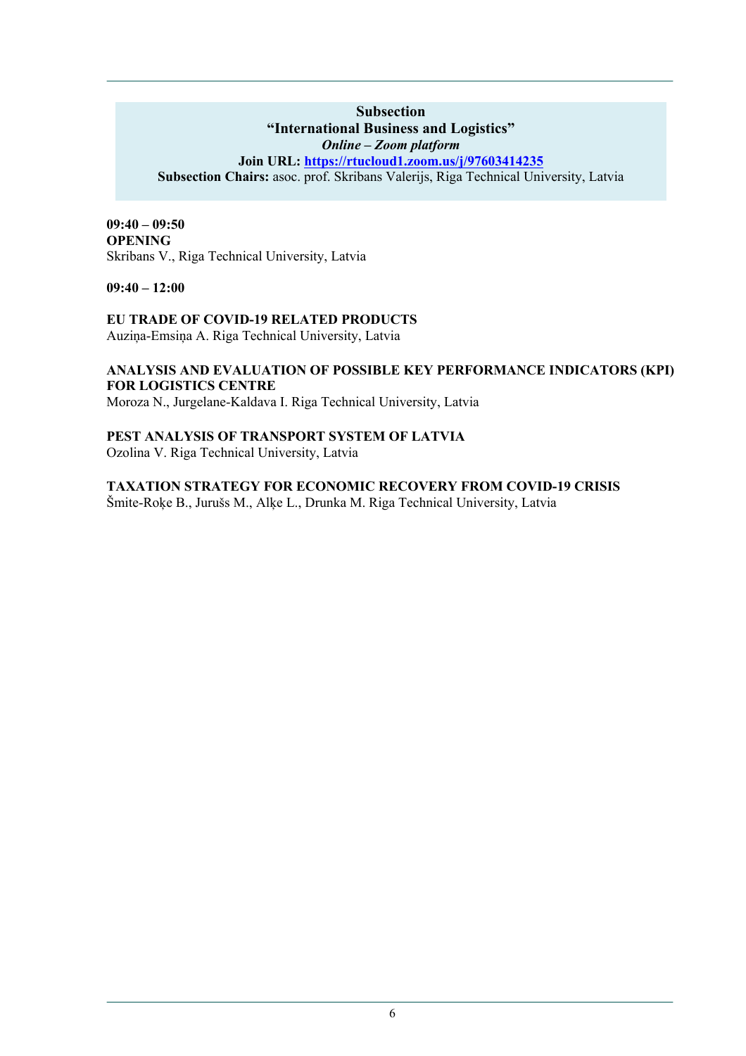**Subsection**

**"International Business and Logistics"**

***Online – Zoom platform***

**Join URL: https://rtucloud1.zoom.us/j/97603414235**

**Subsection Chairs:** asoc. prof. Skribans Valerijs, Riga Technical University, Latvia

**09:40 – 09:50**
**OPENING**
Skribans V., Riga Technical University, Latvia

**09:40 – 12:00**

**EU TRADE OF COVID-19 RELATED PRODUCTS**
Auziņa-Emsiņa A. Riga Technical University, Latvia

**ANALYSIS AND EVALUATION OF POSSIBLE KEY PERFORMANCE INDICATORS (KPI) FOR LOGISTICS CENTRE**
Moroza N., Jurgelane-Kaldava I. Riga Technical University, Latvia

**PEST ANALYSIS OF TRANSPORT SYSTEM OF LATVIA**
Ozolina V. Riga Technical University, Latvia

**TAXATION STRATEGY FOR ECONOMIC RECOVERY FROM COVID-19 CRISIS**
Šmite-Roķe B., Jurušs M., Alķe L., Drunka M. Riga Technical University, Latvia